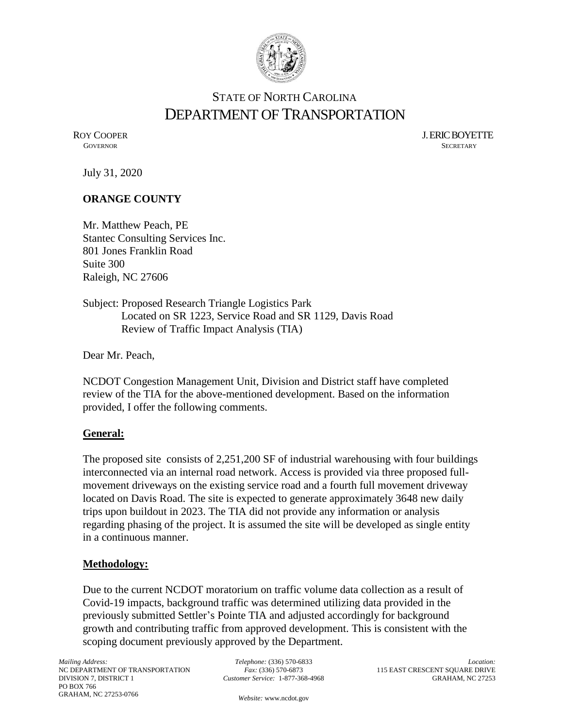# STATE OF NORTH CAROLINA
# DEPARTMENT OF TRANSPORTATION

ROY COOPER
GOVERNOR

J. ERIC BOYETTE
SECRETARY

July 31, 2020

**ORANGE COUNTY**

Mr. Matthew Peach, PE
Stantec Consulting Services Inc.
801 Jones Franklin Road
Suite 300
Raleigh, NC 27606

Subject: Proposed Research Triangle Logistics Park
Located on SR 1223, Service Road and SR 1129, Davis Road
Review of Traffic Impact Analysis (TIA)

Dear Mr. Peach,

NCDOT Congestion Management Unit, Division and District staff have completed review of the TIA for the above-mentioned development. Based on the information provided, I offer the following comments.

## General:

The proposed site consists of 2,251,200 SF of industrial warehousing with four buildings interconnected via an internal road network. Access is provided via three proposed full-movement driveways on the existing service road and a fourth full movement driveway located on Davis Road. The site is expected to generate approximately 3648 new daily trips upon buildout in 2023. The TIA did not provide any information or analysis regarding phasing of the project. It is assumed the site will be developed as single entity in a continuous manner.

## Methodology:

Due to the current NCDOT moratorium on traffic volume data collection as a result of Covid-19 impacts, background traffic was determined utilizing data provided in the previously submitted Settler's Pointe TIA and adjusted accordingly for background growth and contributing traffic from approved development. This is consistent with the scoping document previously approved by the Department.

*Mailing Address:*
NC DEPARTMENT OF TRANSPORTATION
DIVISION 7, DISTRICT 1
PO BOX 766
GRAHAM, NC 27253-0766

*Telephone:* (336) 570-6833
*Fax:* (336) 570-6873
*Customer Service:* 1-877-368-4968

*Website:* www.ncdot.gov

*Location:*
115 EAST CRESCENT SQUARE DRIVE
GRAHAM, NC 27253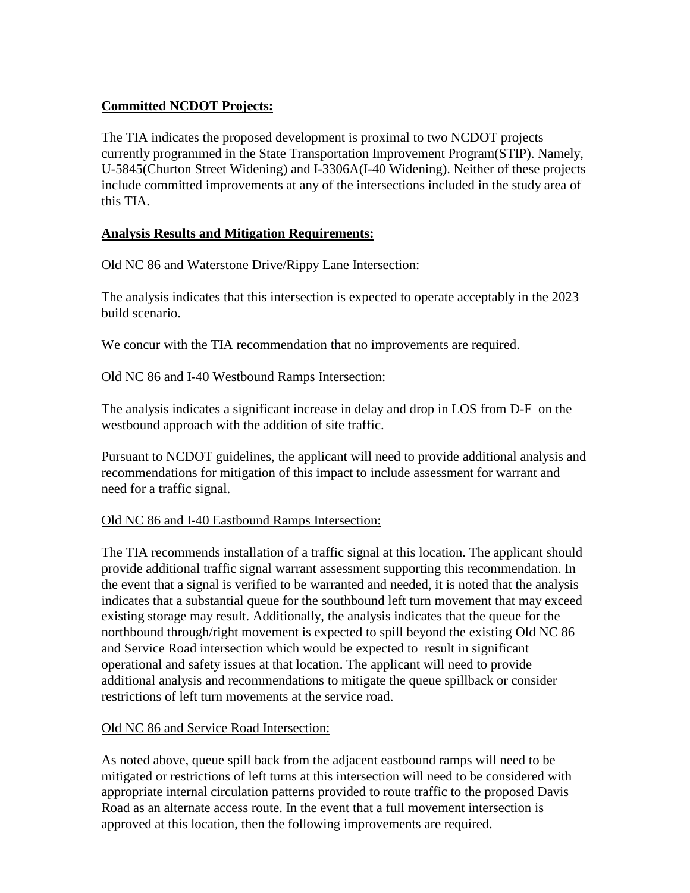**Committed NCDOT Projects:**

The TIA indicates the proposed development is proximal to two NCDOT projects currently programmed in the State Transportation Improvement Program(STIP). Namely, U-5845(Churton Street Widening) and I-3306A(I-40 Widening). Neither of these projects include committed improvements at any of the intersections included in the study area of this TIA.

**Analysis Results and Mitigation Requirements:**

<u>Old NC 86 and Waterstone Drive/Rippy Lane Intersection:</u>

The analysis indicates that this intersection is expected to operate acceptably in the 2023 build scenario.

We concur with the TIA recommendation that no improvements are required.

<u>Old NC 86 and I-40 Westbound Ramps Intersection:</u>

The analysis indicates a significant increase in delay and drop in LOS from D-F on the westbound approach with the addition of site traffic.

Pursuant to NCDOT guidelines, the applicant will need to provide additional analysis and recommendations for mitigation of this impact to include assessment for warrant and need for a traffic signal.

<u>Old NC 86 and I-40 Eastbound Ramps Intersection:</u>

The TIA recommends installation of a traffic signal at this location. The applicant should provide additional traffic signal warrant assessment supporting this recommendation. In the event that a signal is verified to be warranted and needed, it is noted that the analysis indicates that a substantial queue for the southbound left turn movement that may exceed existing storage may result. Additionally, the analysis indicates that the queue for the northbound through/right movement is expected to spill beyond the existing Old NC 86 and Service Road intersection which would be expected to result in significant operational and safety issues at that location. The applicant will need to provide additional analysis and recommendations to mitigate the queue spillback or consider restrictions of left turn movements at the service road.

<u>Old NC 86 and Service Road Intersection:</u>

As noted above, queue spill back from the adjacent eastbound ramps will need to be mitigated or restrictions of left turns at this intersection will need to be considered with appropriate internal circulation patterns provided to route traffic to the proposed Davis Road as an alternate access route. In the event that a full movement intersection is approved at this location, then the following improvements are required.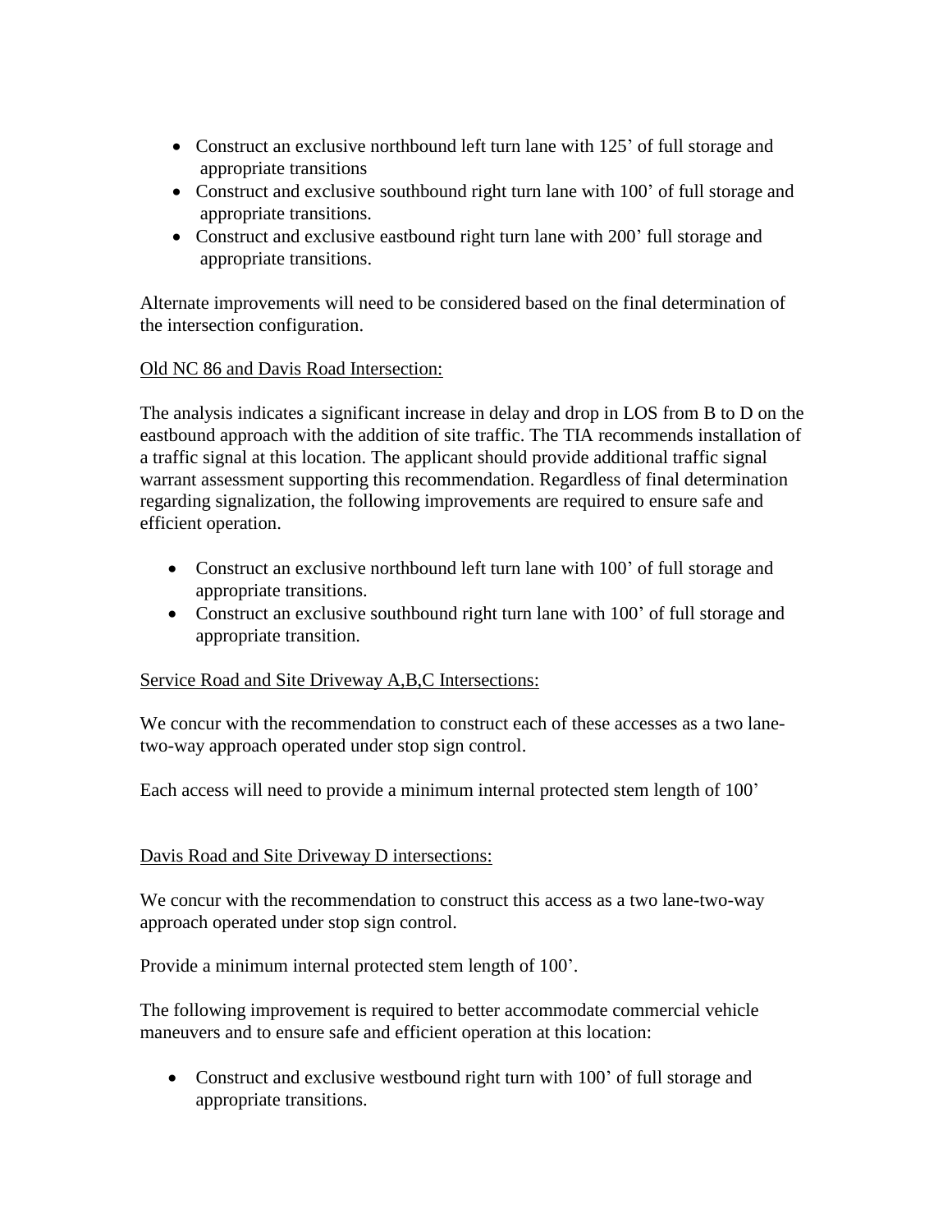- Construct an exclusive northbound left turn lane with 125' of full storage and appropriate transitions
- Construct and exclusive southbound right turn lane with 100' of full storage and appropriate transitions.
- Construct and exclusive eastbound right turn lane with 200' full storage and appropriate transitions.

Alternate improvements will need to be considered based on the final determination of the intersection configuration.

<u>Old NC 86 and Davis Road Intersection:</u>

The analysis indicates a significant increase in delay and drop in LOS from B to D on the eastbound approach with the addition of site traffic. The TIA recommends installation of a traffic signal at this location. The applicant should provide additional traffic signal warrant assessment supporting this recommendation. Regardless of final determination regarding signalization, the following improvements are required to ensure safe and efficient operation.

- Construct an exclusive northbound left turn lane with 100' of full storage and appropriate transitions.
- Construct an exclusive southbound right turn lane with 100' of full storage and appropriate transition.

<u>Service Road and Site Driveway A,B,C Intersections:</u>

We concur with the recommendation to construct each of these accesses as a two lane-two-way approach operated under stop sign control.

Each access will need to provide a minimum internal protected stem length of 100'

<u>Davis Road and Site Driveway D intersections:</u>

We concur with the recommendation to construct this access as a two lane-two-way approach operated under stop sign control.

Provide a minimum internal protected stem length of 100'.

The following improvement is required to better accommodate commercial vehicle maneuvers and to ensure safe and efficient operation at this location:

- Construct and exclusive westbound right turn with 100' of full storage and appropriate transitions.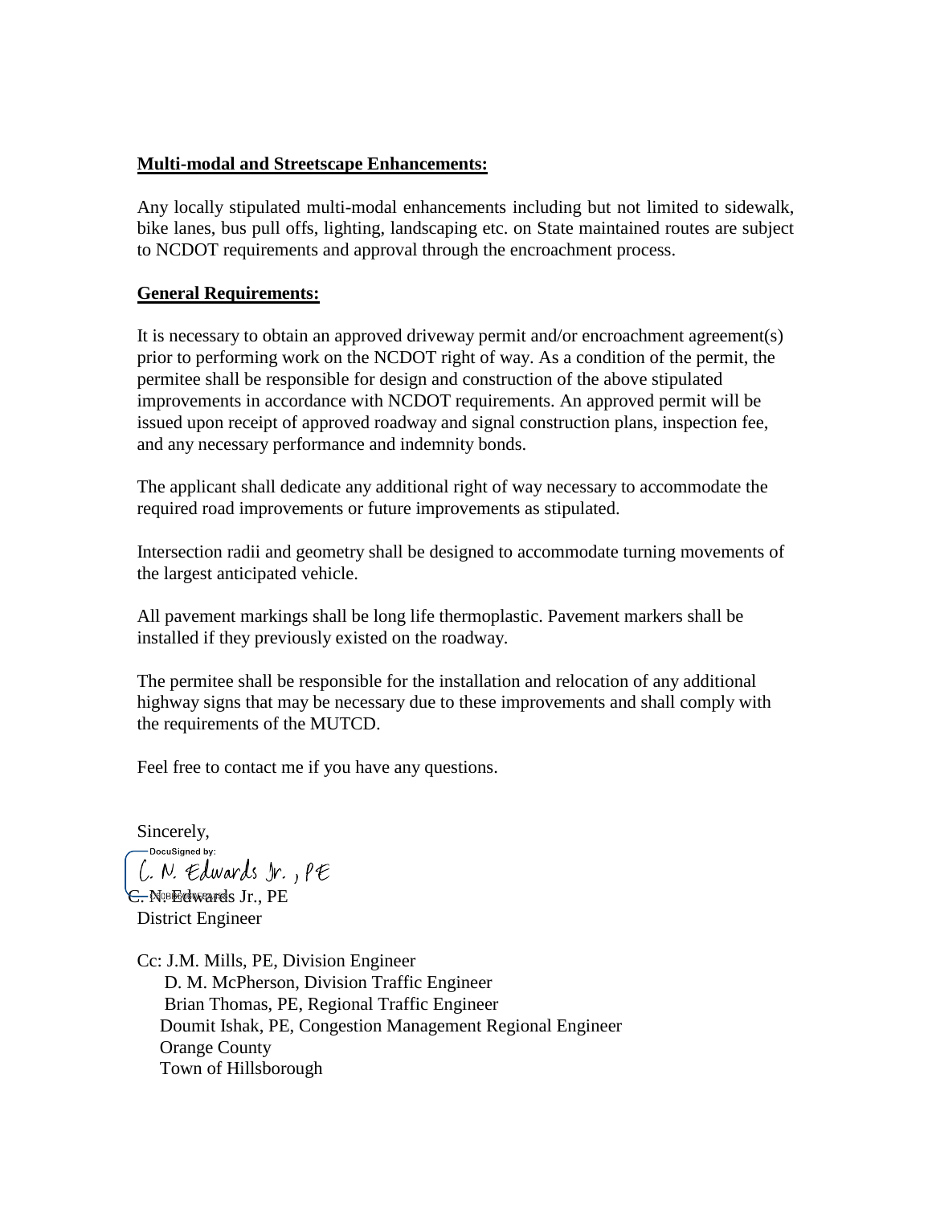**Multi-modal and Streetscape Enhancements:**

Any locally stipulated multi-modal enhancements including but not limited to sidewalk, bike lanes, bus pull offs, lighting, landscaping etc. on State maintained routes are subject to NCDOT requirements and approval through the encroachment process.

**General Requirements:**

It is necessary to obtain an approved driveway permit and/or encroachment agreement(s) prior to performing work on the NCDOT right of way. As a condition of the permit, the permitee shall be responsible for design and construction of the above stipulated improvements in accordance with NCDOT requirements. An approved permit will be issued upon receipt of approved roadway and signal construction plans, inspection fee, and any necessary performance and indemnity bonds.

The applicant shall dedicate any additional right of way necessary to accommodate the required road improvements or future improvements as stipulated.

Intersection radii and geometry shall be designed to accommodate turning movements of the largest anticipated vehicle.

All pavement markings shall be long life thermoplastic. Pavement markers shall be installed if they previously existed on the roadway.

The permitee shall be responsible for the installation and relocation of any additional highway signs that may be necessary due to these improvements and shall comply with the requirements of the MUTCD.

Feel free to contact me if you have any questions.

Sincerely,

DocuSigned by:
C. N. Edwards Jr., PE

C. N. Edwards Jr., PE
District Engineer

Cc: J.M. Mills, PE, Division Engineer
D. M. McPherson, Division Traffic Engineer
Brian Thomas, PE, Regional Traffic Engineer
Doumit Ishak, PE, Congestion Management Regional Engineer
Orange County
Town of Hillsborough